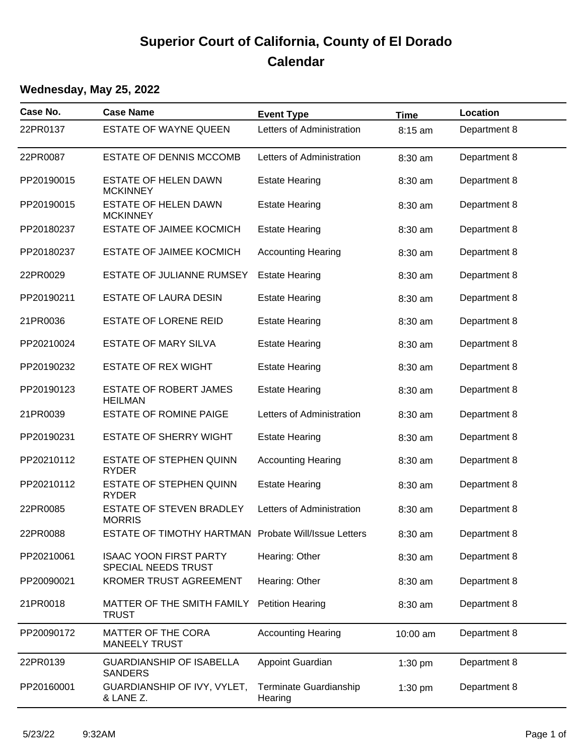# Superior Court of California, County of El Dorado

## Calendar

### Wednesday, May 25, 2022

| Case No. | Case Name | Event Type | Time | Location |
|---|---|---|---|---|
| 22PR0137 | ESTATE OF WAYNE QUEEN | Letters of Administration | 8:15 am | Department 8 |
| 22PR0087 | ESTATE OF DENNIS MCCOMB | Letters of Administration | 8:30 am | Department 8 |
| PP20190015 | ESTATE OF HELEN DAWN MCKINNEY | Estate Hearing | 8:30 am | Department 8 |
| PP20190015 | ESTATE OF HELEN DAWN MCKINNEY | Estate Hearing | 8:30 am | Department 8 |
| PP20180237 | ESTATE OF JAIMEE KOCMICH | Estate Hearing | 8:30 am | Department 8 |
| PP20180237 | ESTATE OF JAIMEE KOCMICH | Accounting Hearing | 8:30 am | Department 8 |
| 22PR0029 | ESTATE OF JULIANNE RUMSEY | Estate Hearing | 8:30 am | Department 8 |
| PP20190211 | ESTATE OF LAURA DESIN | Estate Hearing | 8:30 am | Department 8 |
| 21PR0036 | ESTATE OF LORENE REID | Estate Hearing | 8:30 am | Department 8 |
| PP20210024 | ESTATE OF MARY SILVA | Estate Hearing | 8:30 am | Department 8 |
| PP20190232 | ESTATE OF REX WIGHT | Estate Hearing | 8:30 am | Department 8 |
| PP20190123 | ESTATE OF ROBERT JAMES HEILMAN | Estate Hearing | 8:30 am | Department 8 |
| 21PR0039 | ESTATE OF ROMINE PAIGE | Letters of Administration | 8:30 am | Department 8 |
| PP20190231 | ESTATE OF SHERRY WIGHT | Estate Hearing | 8:30 am | Department 8 |
| PP20210112 | ESTATE OF STEPHEN QUINN RYDER | Accounting Hearing | 8:30 am | Department 8 |
| PP20210112 | ESTATE OF STEPHEN QUINN RYDER | Estate Hearing | 8:30 am | Department 8 |
| 22PR0085 | ESTATE OF STEVEN BRADLEY MORRIS | Letters of Administration | 8:30 am | Department 8 |
| 22PR0088 | ESTATE OF TIMOTHY HARTMAN | Probate Will/Issue Letters | 8:30 am | Department 8 |
| PP20210061 | ISAAC YOON FIRST PARTY SPECIAL NEEDS TRUST | Hearing: Other | 8:30 am | Department 8 |
| PP20090021 | KROMER TRUST AGREEMENT | Hearing: Other | 8:30 am | Department 8 |
| 21PR0018 | MATTER OF THE SMITH FAMILY TRUST | Petition Hearing | 8:30 am | Department 8 |
| PP20090172 | MATTER OF THE CORA MANEELY TRUST | Accounting Hearing | 10:00 am | Department 8 |
| 22PR0139 | GUARDIANSHIP OF ISABELLA SANDERS | Appoint Guardian | 1:30 pm | Department 8 |
| PP20160001 | GUARDIANSHIP OF IVY, VYLET, & LANE Z. | Terminate Guardianship Hearing | 1:30 pm | Department 8 |

5/23/22 9:32AM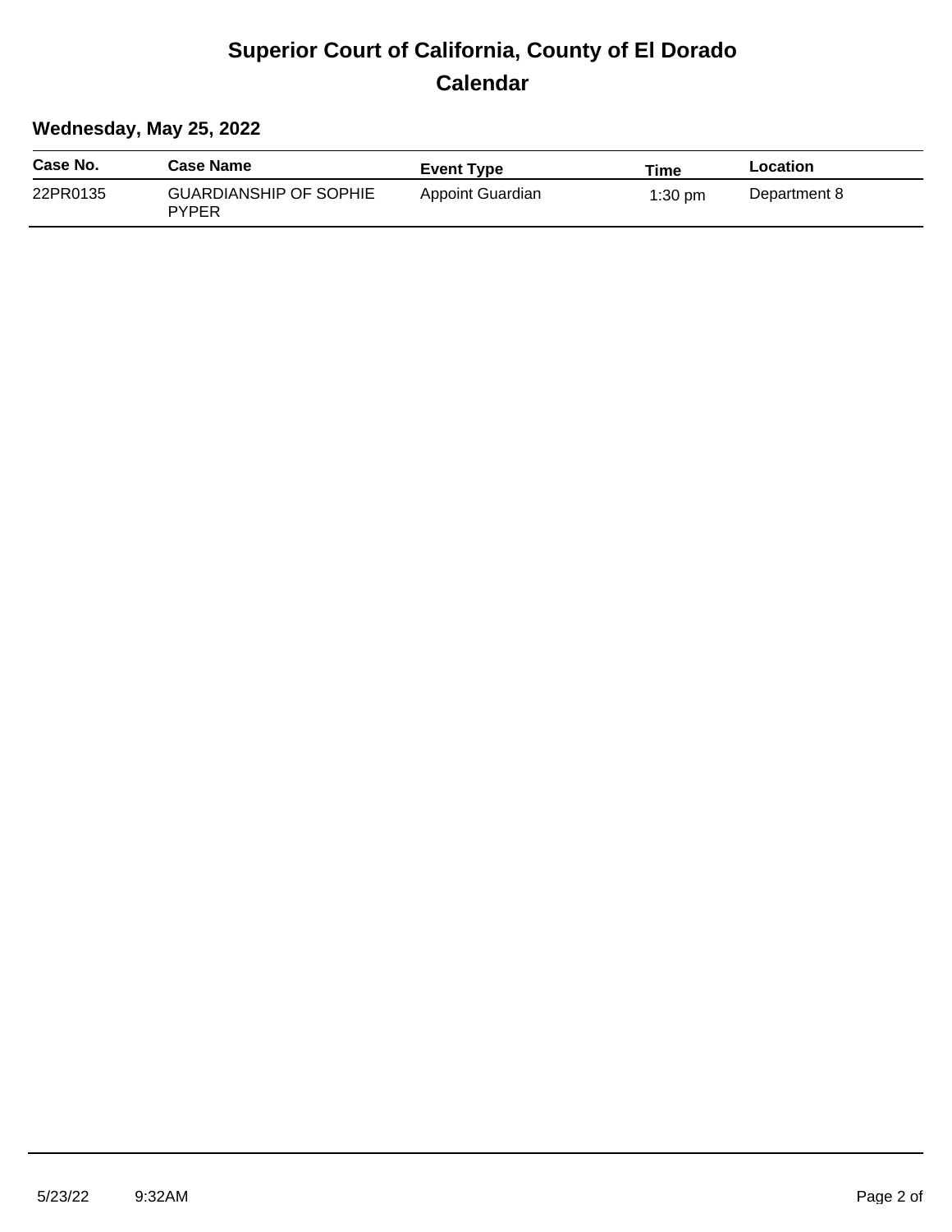# Superior Court of California, County of El Dorado

# Calendar

## Wednesday, May 25, 2022

| Case No. | Case Name | Event Type | Time | Location |
|---|---|---|---|---|
| 22PR0135 | GUARDIANSHIP OF SOPHIE PYPER | Appoint Guardian | 1:30 pm | Department 8 |